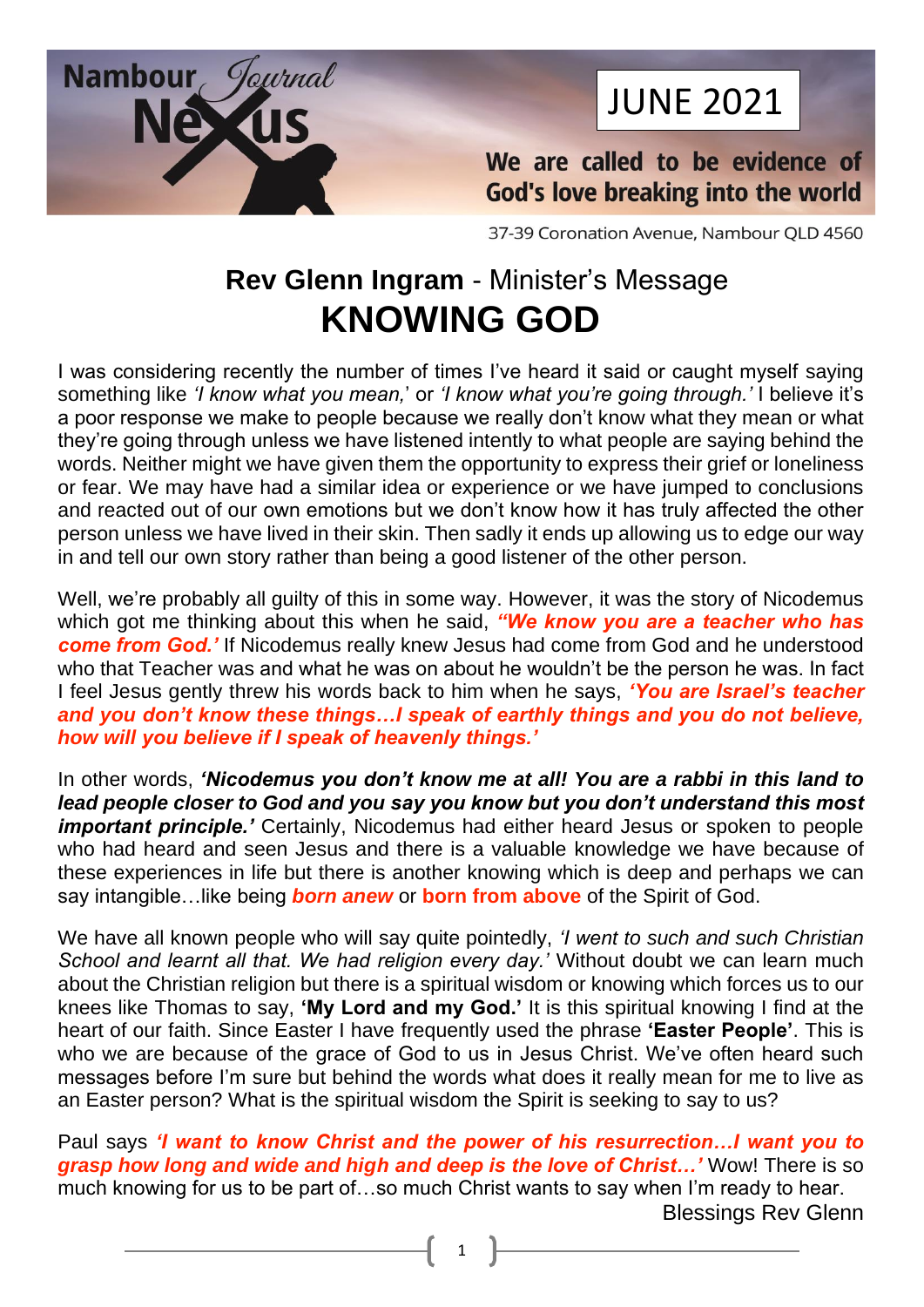Nambour *Journal* Nexus

JUNE 2021

**We are called to be evidence of God's love breaking into the world**

37-39 Coronation Avenue, Nambour QLD 4560

## **Rev Glenn Ingram** - Minister's Message

# KNOWING GOD

I was considering recently the number of times I've heard it said or caught myself saying something like *'I know what you mean,*' or *'I know what you're going through.'* I believe it's a poor response we make to people because we really don't know what they mean or what they're going through unless we have listened intently to what people are saying behind the words. Neither might we have given them the opportunity to express their grief or loneliness or fear. We may have had a similar idea or experience or we have jumped to conclusions and reacted out of our own emotions but we don't know how it has truly affected the other person unless we have lived in their skin. Then sadly it ends up allowing us to edge our way in and tell our own story rather than being a good listener of the other person.

Well, we're probably all guilty of this in some way. However, it was the story of Nicodemus which got me thinking about this when he said, ***"We know you are a teacher who has come from God.'*** If Nicodemus really knew Jesus had come from God and he understood who that Teacher was and what he was on about he wouldn't be the person he was. In fact I feel Jesus gently threw his words back to him when he says, ***'You are Israel's teacher and you don't know these things…I speak of earthly things and you do not believe, how will you believe if I speak of heavenly things.'***

In other words, ***'Nicodemus you don't know me at all! You are a rabbi in this land to lead people closer to God and you say you know but you don't understand this most important principle.'*** Certainly, Nicodemus had either heard Jesus or spoken to people who had heard and seen Jesus and there is a valuable knowledge we have because of these experiences in life but there is another knowing which is deep and perhaps we can say intangible…like being ***born anew*** or **born from above** of the Spirit of God.

We have all known people who will say quite pointedly, *'I went to such and such Christian School and learnt all that. We had religion every day.'* Without doubt we can learn much about the Christian religion but there is a spiritual wisdom or knowing which forces us to our knees like Thomas to say, **'My Lord and my God.'** It is this spiritual knowing I find at the heart of our faith. Since Easter I have frequently used the phrase **'Easter People'**. This is who we are because of the grace of God to us in Jesus Christ. We've often heard such messages before I'm sure but behind the words what does it really mean for me to live as an Easter person? What is the spiritual wisdom the Spirit is seeking to say to us?

Paul says ***'I want to know Christ and the power of his resurrection…I want you to grasp how long and wide and high and deep is the love of Christ…'*** Wow! There is so much knowing for us to be part of…so much Christ wants to say when I'm ready to hear.

Blessings Rev Glenn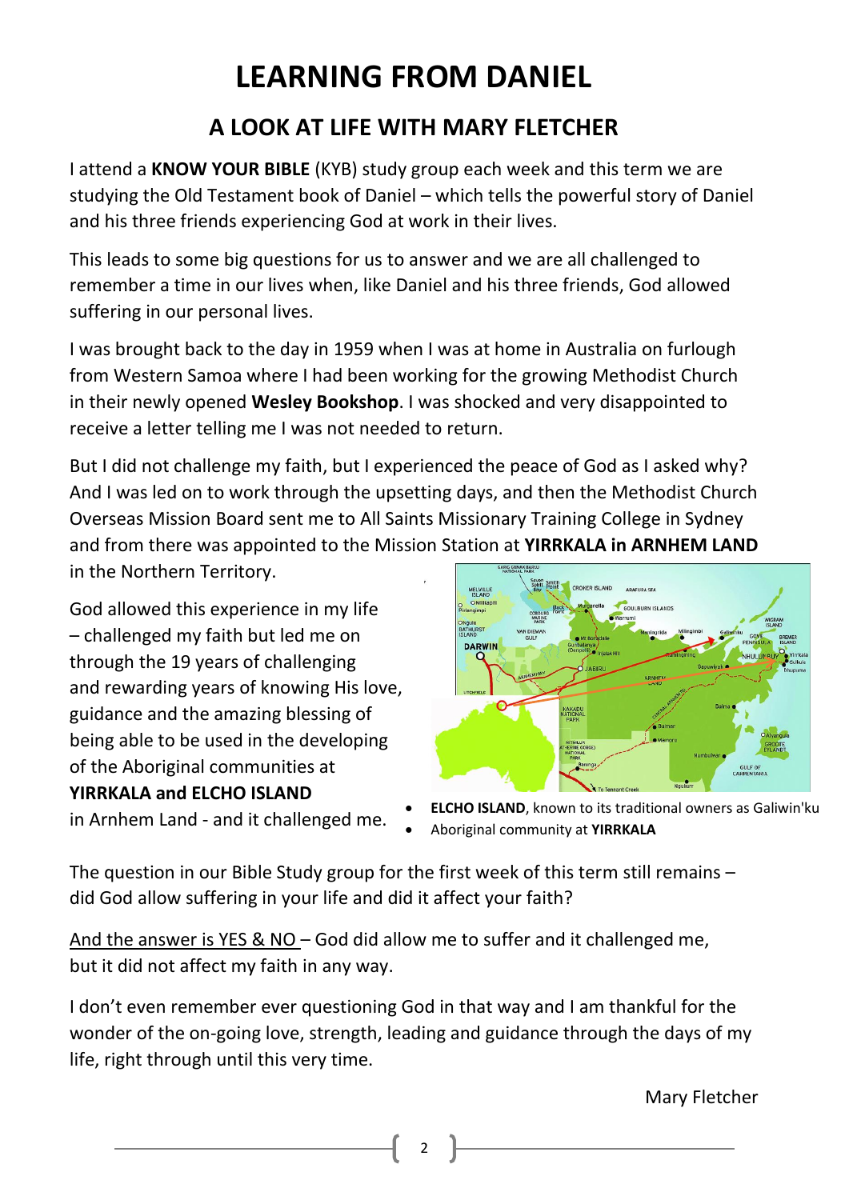# LEARNING FROM DANIEL

## A LOOK AT LIFE WITH MARY FLETCHER

I attend a **KNOW YOUR BIBLE** (KYB) study group each week and this term we are studying the Old Testament book of Daniel – which tells the powerful story of Daniel and his three friends experiencing God at work in their lives.

This leads to some big questions for us to answer and we are all challenged to remember a time in our lives when, like Daniel and his three friends, God allowed suffering in our personal lives.

I was brought back to the day in 1959 when I was at home in Australia on furlough from Western Samoa where I had been working for the growing Methodist Church in their newly opened **Wesley Bookshop**. I was shocked and very disappointed to receive a letter telling me I was not needed to return.

But I did not challenge my faith, but I experienced the peace of God as I asked why? And I was led on to work through the upsetting days, and then the Methodist Church Overseas Mission Board sent me to All Saints Missionary Training College in Sydney and from there was appointed to the Mission Station at **YIRRKALA in ARNHEM LAND** in the Northern Territory.

God allowed this experience in my life – challenged my faith but led me on through the 19 years of challenging and rewarding years of knowing His love, guidance and the amazing blessing of being able to be used in the developing of the Aboriginal communities at **YIRRKALA and ELCHO ISLAND** in Arnhem Land - and it challenged me.

- **ELCHO ISLAND**, known to its traditional owners as Galiwin'ku
- Aboriginal community at **YIRRKALA**

The question in our Bible Study group for the first week of this term still remains – did God allow suffering in your life and did it affect your faith?

<u>And the answer is YES & NO</u> – God did allow me to suffer and it challenged me, but it did not affect my faith in any way.

I don't even remember ever questioning God in that way and I am thankful for the wonder of the on-going love, strength, leading and guidance through the days of my life, right through until this very time.

Mary Fletcher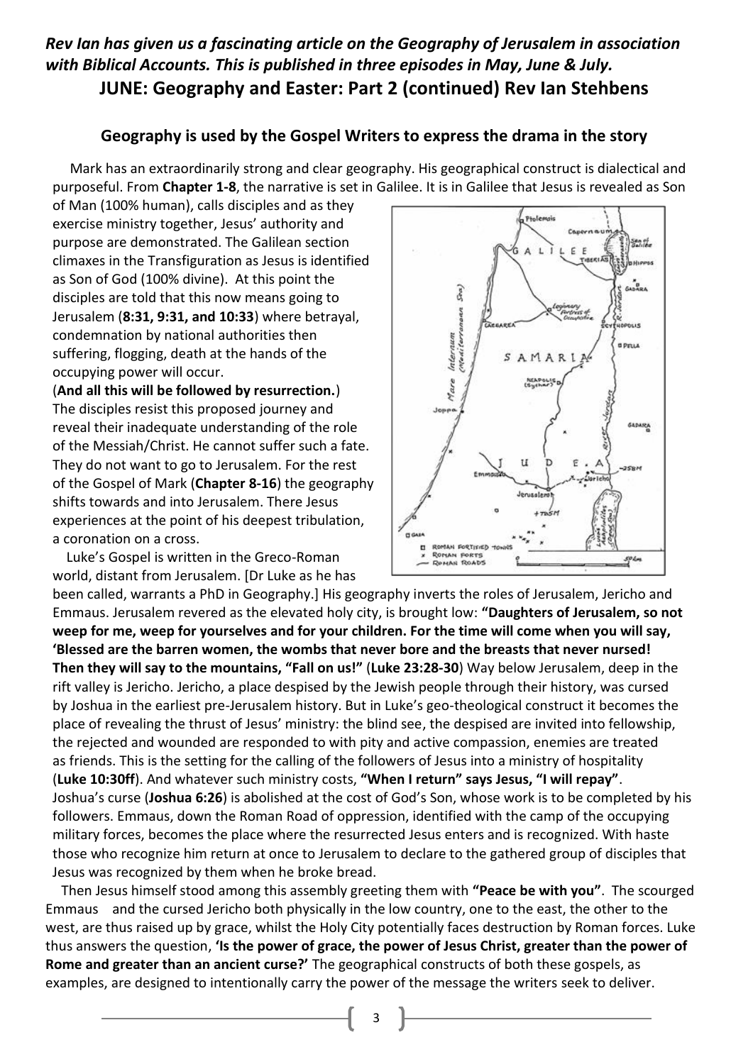***Rev Ian has given us a fascinating article on the Geography of Jerusalem in association with Biblical Accounts. This is published in three episodes in May, June & July.***

## JUNE: Geography and Easter: Part 2 (continued) Rev Ian Stehbens

### Geography is used by the Gospel Writers to express the drama in the story

Mark has an extraordinarily strong and clear geography. His geographical construct is dialectical and purposeful. From **Chapter 1-8**, the narrative is set in Galilee. It is in Galilee that Jesus is revealed as Son of Man (100% human), calls disciples and as they exercise ministry together, Jesus' authority and purpose are demonstrated. The Galilean section climaxes in the Transfiguration as Jesus is identified as Son of God (100% divine). At this point the disciples are told that this now means going to Jerusalem (**8:31, 9:31, and 10:33**) where betrayal, condemnation by national authorities then suffering, flogging, death at the hands of the occupying power will occur.

(**And all this will be followed by resurrection.**)

The disciples resist this proposed journey and reveal their inadequate understanding of the role of the Messiah/Christ. He cannot suffer such a fate. They do not want to go to Jerusalem. For the rest of the Gospel of Mark (**Chapter 8-16**) the geography shifts towards and into Jerusalem. There Jesus experiences at the point of his deepest tribulation, a coronation on a cross.

Luke's Gospel is written in the Greco-Roman world, distant from Jerusalem. [Dr Luke as he has been called, warrants a PhD in Geography.] His geography inverts the roles of Jerusalem, Jericho and Emmaus. Jerusalem revered as the elevated holy city, is brought low: **"Daughters of Jerusalem, so not weep for me, weep for yourselves and for your children. For the time will come when you will say, 'Blessed are the barren women, the wombs that never bore and the breasts that never nursed! Then they will say to the mountains, "Fall on us!"** (**Luke 23:28-30**) Way below Jerusalem, deep in the rift valley is Jericho. Jericho, a place despised by the Jewish people through their history, was cursed by Joshua in the earliest pre-Jerusalem history. But in Luke's geo-theological construct it becomes the place of revealing the thrust of Jesus' ministry: the blind see, the despised are invited into fellowship, the rejected and wounded are responded to with pity and active compassion, enemies are treated as friends. This is the setting for the calling of the followers of Jesus into a ministry of hospitality (**Luke 10:30ff**). And whatever such ministry costs, **"When I return" says Jesus, "I will repay"**. Joshua's curse (**Joshua 6:26**) is abolished at the cost of God's Son, whose work is to be completed by his followers. Emmaus, down the Roman Road of oppression, identified with the camp of the occupying military forces, becomes the place where the resurrected Jesus enters and is recognized. With haste those who recognize him return at once to Jerusalem to declare to the gathered group of disciples that Jesus was recognized by them when he broke bread.

Then Jesus himself stood among this assembly greeting them with **"Peace be with you"**. The scourged Emmaus and the cursed Jericho both physically in the low country, one to the east, the other to the west, are thus raised up by grace, whilst the Holy City potentially faces destruction by Roman forces. Luke thus answers the question, **'Is the power of grace, the power of Jesus Christ, greater than the power of Rome and greater than an ancient curse?'** The geographical constructs of both these gospels, as examples, are designed to intentionally carry the power of the message the writers seek to deliver.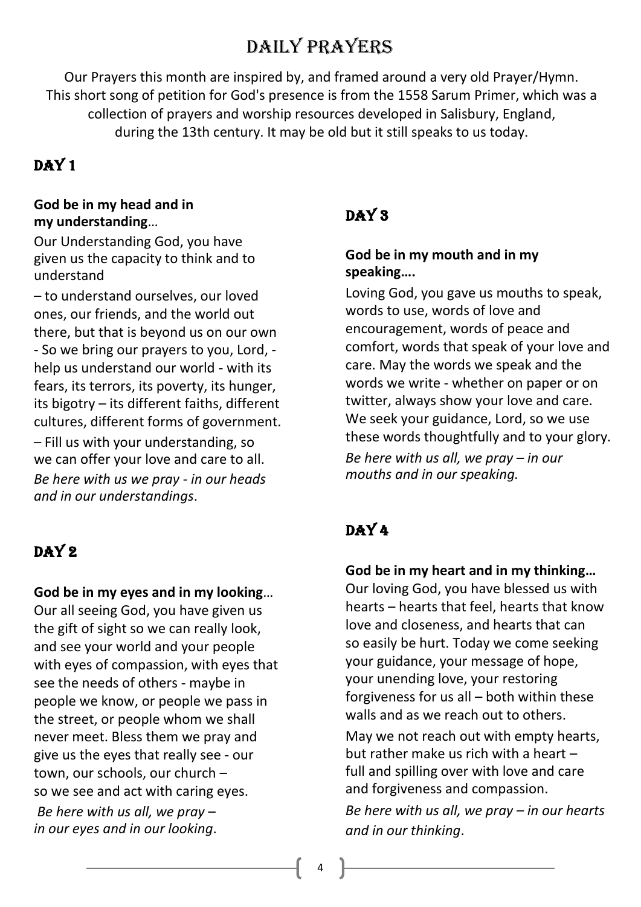# DAILY PRAYERS

Our Prayers this month are inspired by, and framed around a very old Prayer/Hymn. This short song of petition for God's presence is from the 1558 Sarum Primer, which was a collection of prayers and worship resources developed in Salisbury, England, during the 13th century. It may be old but it still speaks to us today.

## DAY 1

**God be in my head and in my understanding**…

Our Understanding God, you have given us the capacity to think and to understand

– to understand ourselves, our loved ones, our friends, and the world out there, but that is beyond us on our own - So we bring our prayers to you, Lord, - help us understand our world - with its fears, its terrors, its poverty, its hunger, its bigotry – its different faiths, different cultures, different forms of government.

– Fill us with your understanding, so we can offer your love and care to all. *Be here with us we pray - in our heads and in our understandings*.

## DAY 2

**God be in my eyes and in my looking**…

Our all seeing God, you have given us the gift of sight so we can really look, and see your world and your people with eyes of compassion, with eyes that see the needs of others - maybe in people we know, or people we pass in the street, or people whom we shall never meet. Bless them we pray and give us the eyes that really see - our town, our schools, our church – so we see and act with caring eyes.

*Be here with us all, we pray – in our eyes and in our looking*.

## DAY 3

**God be in my mouth and in my speaking….**

Loving God, you gave us mouths to speak, words to use, words of love and encouragement, words of peace and comfort, words that speak of your love and care. May the words we speak and the words we write - whether on paper or on twitter, always show your love and care. We seek your guidance, Lord, so we use these words thoughtfully and to your glory.

*Be here with us all, we pray – in our mouths and in our speaking.*

## DAY 4

**God be in my heart and in my thinking…**

Our loving God, you have blessed us with hearts – hearts that feel, hearts that know love and closeness, and hearts that can so easily be hurt. Today we come seeking your guidance, your message of hope, your unending love, your restoring forgiveness for us all – both within these walls and as we reach out to others.

May we not reach out with empty hearts, but rather make us rich with a heart – full and spilling over with love and care and forgiveness and compassion.

*Be here with us all, we pray – in our hearts and in our thinking*.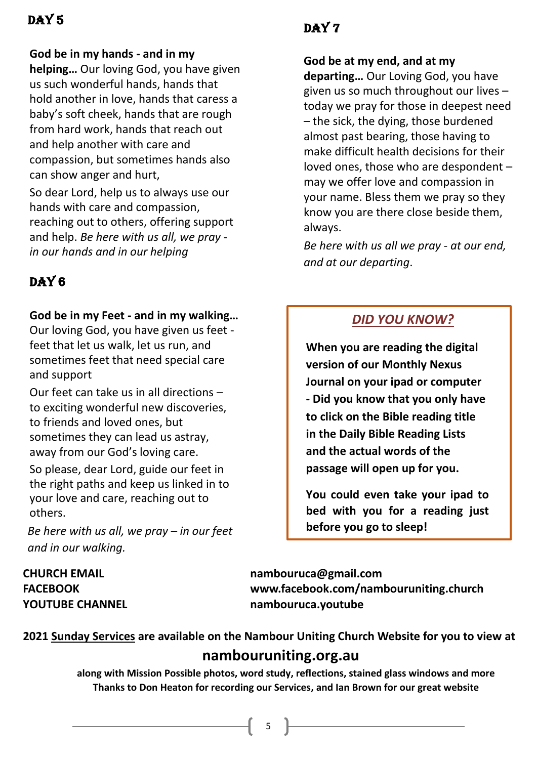## DAY 5

**God be in my hands - and in my helping…** Our loving God, you have given us such wonderful hands, hands that hold another in love, hands that caress a baby's soft cheek, hands that are rough from hard work, hands that reach out and help another with care and compassion, but sometimes hands also can show anger and hurt,

So dear Lord, help us to always use our hands with care and compassion, reaching out to others, offering support and help. *Be here with us all, we pray - in our hands and in our helping*

## DAY 6

**God be in my Feet - and in my walking…** Our loving God, you have given us feet - feet that let us walk, let us run, and sometimes feet that need special care and support

Our feet can take us in all directions – to exciting wonderful new discoveries, to friends and loved ones, but sometimes they can lead us astray, away from our God's loving care.

So please, dear Lord, guide our feet in the right paths and keep us linked in to your love and care, reaching out to others.

*Be here with us all, we pray – in our feet and in our walking.*

## DAY 7

**God be at my end, and at my departing…** Our Loving God, you have given us so much throughout our lives – today we pray for those in deepest need – the sick, the dying, those burdened almost past bearing, those having to make difficult health decisions for their loved ones, those who are despondent – may we offer love and compassion in your name. Bless them we pray so they know you are there close beside them, always.

*Be here with us all we pray - at our end, and at our departing*.

### *DID YOU KNOW?*

**When you are reading the digital version of our Monthly Nexus Journal on your ipad or computer - Did you know that you only have to click on the Bible reading title in the Daily Bible Reading Lists and the actual words of the passage will open up for you.**

**You could even take your ipad to bed with you for a reading just before you go to sleep!**

| | |
|---|---|
| **CHURCH EMAIL** | **nambouruca@gmail.com** |
| **FACEBOOK** | **www.facebook.com/nambouruniting.church** |
| **YOUTUBE CHANNEL** | **nambouruca.youtube** |

**2021 Sunday Services are available on the Nambour Uniting Church Website for you to view at**

## nambouruniting.org.au

**along with Mission Possible photos, word study, reflections, stained glass windows and more**
**Thanks to Don Heaton for recording our Services, and Ian Brown for our great website**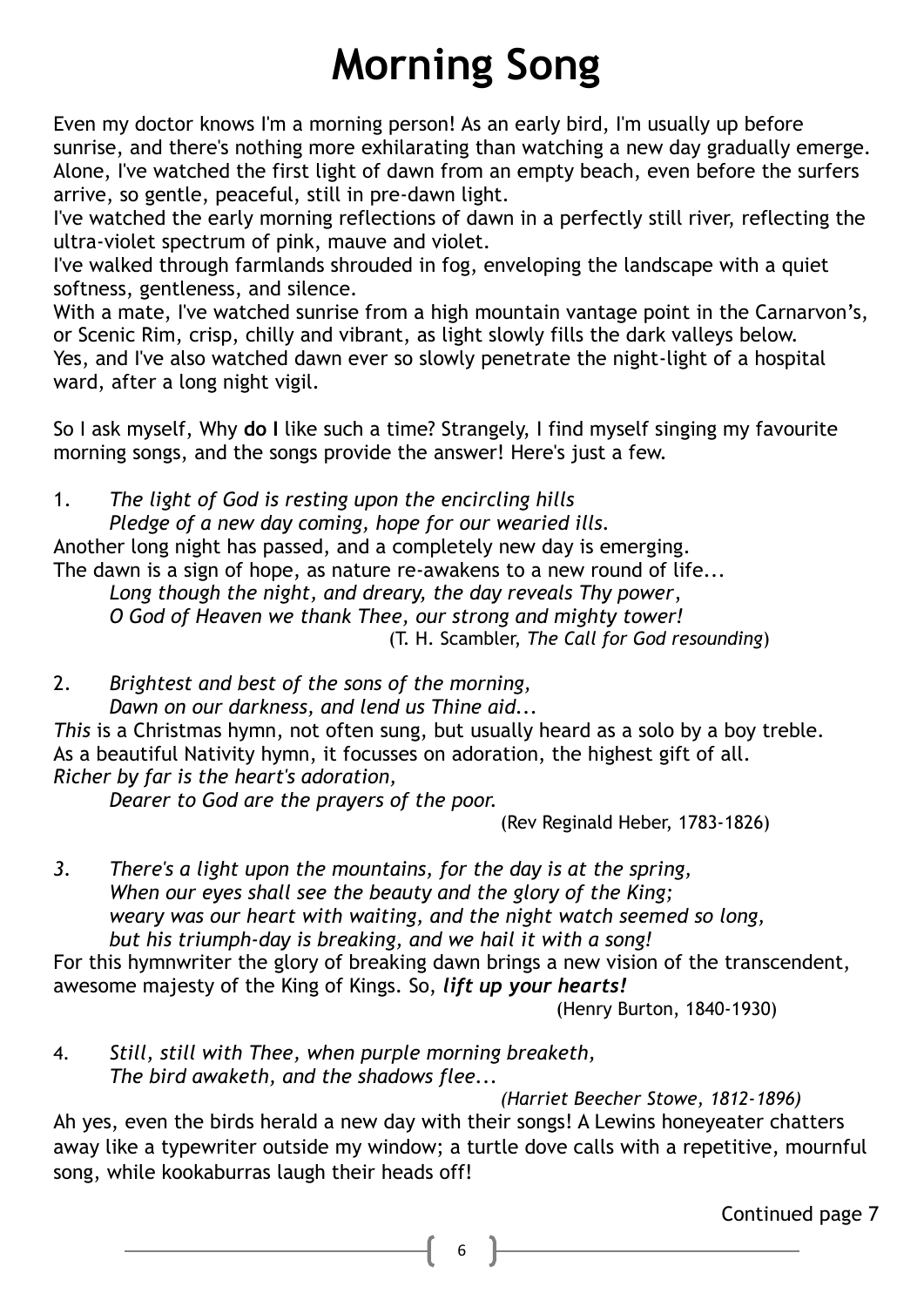# Morning Song

Even my doctor knows I'm a morning person! As an early bird, I'm usually up before sunrise, and there's nothing more exhilarating than watching a new day gradually emerge. Alone, I've watched the first light of dawn from an empty beach, even before the surfers arrive, so gentle, peaceful, still in pre-dawn light.

I've watched the early morning reflections of dawn in a perfectly still river, reflecting the ultra-violet spectrum of pink, mauve and violet.

I've walked through farmlands shrouded in fog, enveloping the landscape with a quiet softness, gentleness, and silence.

With a mate, I've watched sunrise from a high mountain vantage point in the Carnarvon's, or Scenic Rim, crisp, chilly and vibrant, as light slowly fills the dark valleys below.

Yes, and I've also watched dawn ever so slowly penetrate the night-light of a hospital ward, after a long night vigil.

So I ask myself, Why **do I** like such a time? Strangely, I find myself singing my favourite morning songs, and the songs provide the answer! Here's just a few.

1. *The light of God is resting upon the encircling hills*
   *Pledge of a new day coming, hope for our wearied ills.*

Another long night has passed, and a completely new day is emerging.
The dawn is a sign of hope, as nature re-awakens to a new round of life...

*Long though the night, and dreary, the day reveals Thy power,*
*O God of Heaven we thank Thee, our strong and mighty tower!*

(T. H. Scambler, *The Call for God resounding*)

2. *Brightest and best of the sons of the morning,*
   *Dawn on our darkness, and lend us Thine aid...*

*This* is a Christmas hymn, not often sung, but usually heard as a solo by a boy treble.
As a beautiful Nativity hymn, it focusses on adoration, the highest gift of all.

*Richer by far is the heart's adoration,*
*Dearer to God are the prayers of the poor.*

(Rev Reginald Heber, 1783-1826)

3. *There's a light upon the mountains, for the day is at the spring,*
   *When our eyes shall see the beauty and the glory of the King;*
   *weary was our heart with waiting, and the night watch seemed so long,*
   *but his triumph-day is breaking, and we hail it with a song!*

For this hymnwriter the glory of breaking dawn brings a new vision of the transcendent, awesome majesty of the King of Kings. So, ***lift up your hearts!***

(Henry Burton, 1840-1930)

4. *Still, still with Thee, when purple morning breaketh,*
   *The bird awaketh, and the shadows flee...*

*(Harriet Beecher Stowe, 1812-1896)*

Ah yes, even the birds herald a new day with their songs! A Lewins honeyeater chatters away like a typewriter outside my window; a turtle dove calls with a repetitive, mournful song, while kookaburras laugh their heads off!

Continued page 7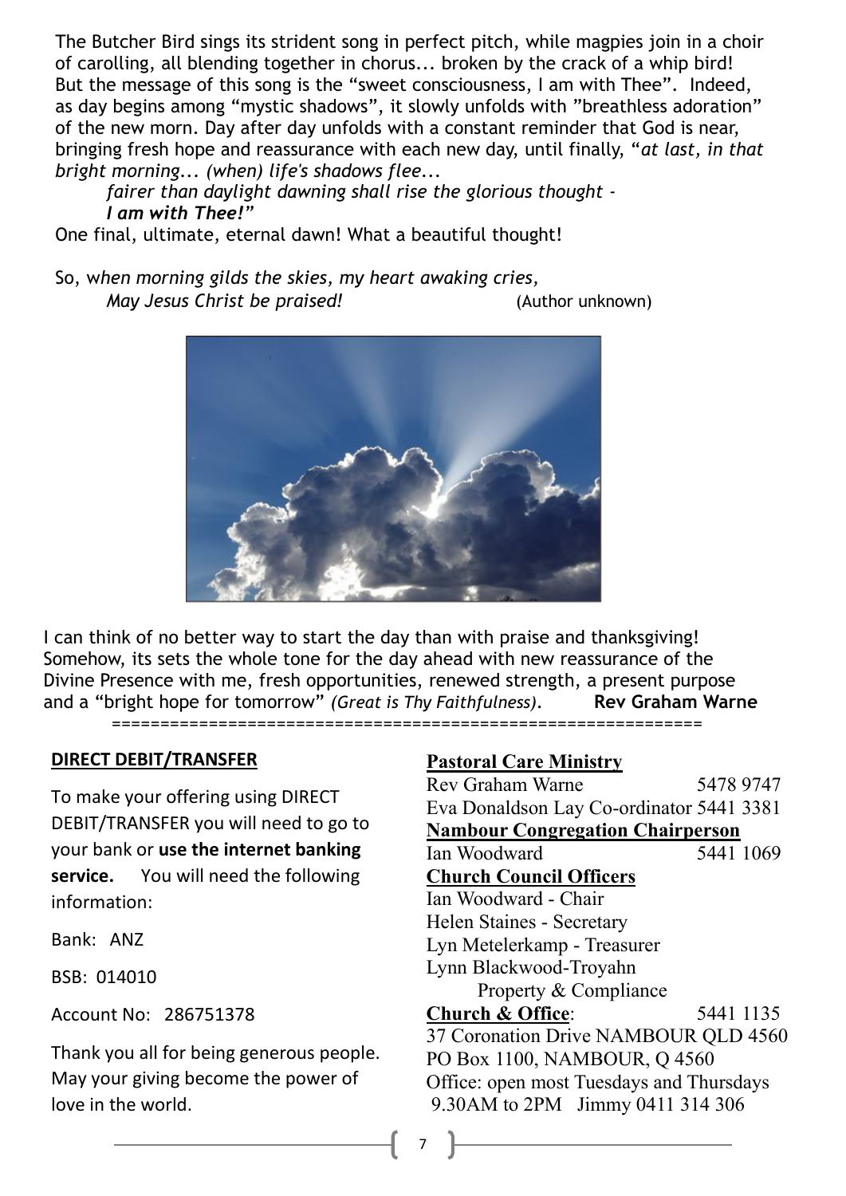The Butcher Bird sings its strident song in perfect pitch, while magpies join in a choir of carolling, all blending together in chorus... broken by the crack of a whip bird! But the message of this song is the "sweet consciousness, I am with Thee". Indeed, as day begins among "mystic shadows", it slowly unfolds with "breathless adoration" of the new morn. Day after day unfolds with a constant reminder that God is near, bringing fresh hope and reassurance with each new day, until finally, "*at last, in that bright morning... (when) life's shadows flee...*
*fairer than daylight dawning shall rise the glorious thought -*
***I am with Thee!***"
One final, ultimate, eternal dawn! What a beautiful thought!

So, w*hen morning gilds the skies, my heart awaking cries,*
*May Jesus Christ be praised!* (Author unknown)

I can think of no better way to start the day than with praise and thanksgiving! Somehow, its sets the whole tone for the day ahead with new reassurance of the Divine Presence with me, fresh opportunities, renewed strength, a present purpose and a "bright hope for tomorrow" *(Great is Thy Faithfulness)*. **Rev Graham Warne**

==============================================================

**DIRECT DEBIT/TRANSFER**

To make your offering using DIRECT DEBIT/TRANSFER you will need to go to your bank or **use the internet banking service.** You will need the following information:

Bank: ANZ

BSB: 014010

Account No: 286751378

Thank you all for being generous people. May your giving become the power of love in the world.

**Pastoral Care Ministry**
Rev Graham Warne 5478 9747
Eva Donaldson Lay Co-ordinator 5441 3381

**Nambour Congregation Chairperson**
Ian Woodward 5441 1069

**Church Council Officers**
Ian Woodward - Chair
Helen Staines - Secretary
Lyn Metelerkamp - Treasurer
Lynn Blackwood-Troyahn
Property & Compliance

**Church & Office**: 5441 1135
37 Coronation Drive NAMBOUR QLD 4560
PO Box 1100, NAMBOUR, Q 4560
Office: open most Tuesdays and Thursdays
9.30AM to 2PM Jimmy 0411 314 306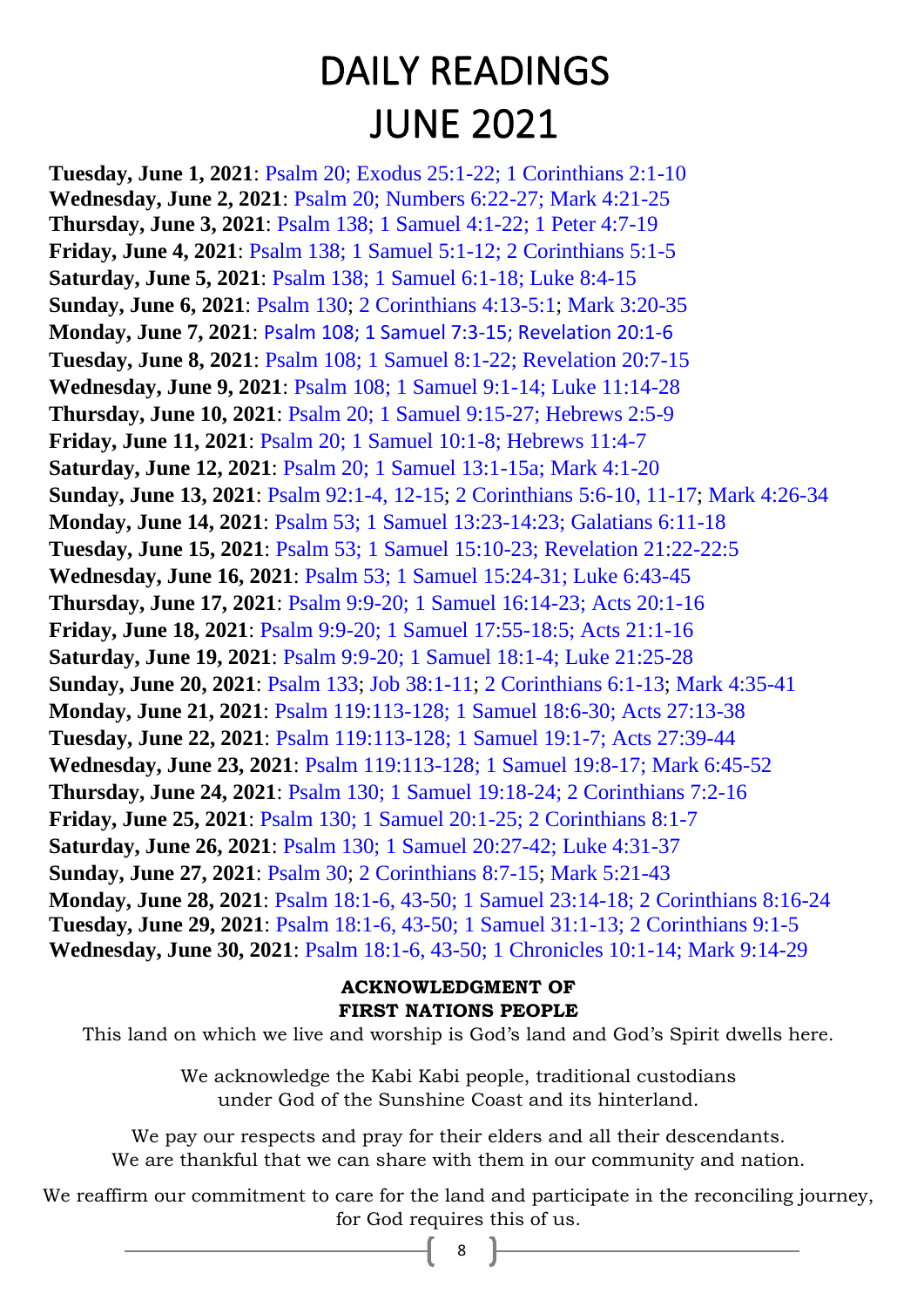# DAILY READINGS
# JUNE 2021

**Tuesday, June 1, 2021**: Psalm 20; Exodus 25:1-22; 1 Corinthians 2:1-10
**Wednesday, June 2, 2021**: Psalm 20; Numbers 6:22-27; Mark 4:21-25
**Thursday, June 3, 2021**: Psalm 138; 1 Samuel 4:1-22; 1 Peter 4:7-19
**Friday, June 4, 2021**: Psalm 138; 1 Samuel 5:1-12; 2 Corinthians 5:1-5
**Saturday, June 5, 2021**: Psalm 138; 1 Samuel 6:1-18; Luke 8:4-15
**Sunday, June 6, 2021**: Psalm 130; 2 Corinthians 4:13-5:1; Mark 3:20-35
**Monday, June 7, 2021**: Psalm 108; 1 Samuel 7:3-15; Revelation 20:1-6
**Tuesday, June 8, 2021**: Psalm 108; 1 Samuel 8:1-22; Revelation 20:7-15
**Wednesday, June 9, 2021**: Psalm 108; 1 Samuel 9:1-14; Luke 11:14-28
**Thursday, June 10, 2021**: Psalm 20; 1 Samuel 9:15-27; Hebrews 2:5-9
**Friday, June 11, 2021**: Psalm 20; 1 Samuel 10:1-8; Hebrews 11:4-7
**Saturday, June 12, 2021**: Psalm 20; 1 Samuel 13:1-15a; Mark 4:1-20
**Sunday, June 13, 2021**: Psalm 92:1-4, 12-15; 2 Corinthians 5:6-10, 11-17; Mark 4:26-34
**Monday, June 14, 2021**: Psalm 53; 1 Samuel 13:23-14:23; Galatians 6:11-18
**Tuesday, June 15, 2021**: Psalm 53; 1 Samuel 15:10-23; Revelation 21:22-22:5
**Wednesday, June 16, 2021**: Psalm 53; 1 Samuel 15:24-31; Luke 6:43-45
**Thursday, June 17, 2021**: Psalm 9:9-20; 1 Samuel 16:14-23; Acts 20:1-16
**Friday, June 18, 2021**: Psalm 9:9-20; 1 Samuel 17:55-18:5; Acts 21:1-16
**Saturday, June 19, 2021**: Psalm 9:9-20; 1 Samuel 18:1-4; Luke 21:25-28
**Sunday, June 20, 2021**: Psalm 133; Job 38:1-11; 2 Corinthians 6:1-13; Mark 4:35-41
**Monday, June 21, 2021**: Psalm 119:113-128; 1 Samuel 18:6-30; Acts 27:13-38
**Tuesday, June 22, 2021**: Psalm 119:113-128; 1 Samuel 19:1-7; Acts 27:39-44
**Wednesday, June 23, 2021**: Psalm 119:113-128; 1 Samuel 19:8-17; Mark 6:45-52
**Thursday, June 24, 2021**: Psalm 130; 1 Samuel 19:18-24; 2 Corinthians 7:2-16
**Friday, June 25, 2021**: Psalm 130; 1 Samuel 20:1-25; 2 Corinthians 8:1-7
**Saturday, June 26, 2021**: Psalm 130; 1 Samuel 20:27-42; Luke 4:31-37
**Sunday, June 27, 2021**: Psalm 30; 2 Corinthians 8:7-15; Mark 5:21-43
**Monday, June 28, 2021**: Psalm 18:1-6, 43-50; 1 Samuel 23:14-18; 2 Corinthians 8:16-24
**Tuesday, June 29, 2021**: Psalm 18:1-6, 43-50; 1 Samuel 31:1-13; 2 Corinthians 9:1-5
**Wednesday, June 30, 2021**: Psalm 18:1-6, 43-50; 1 Chronicles 10:1-14; Mark 9:14-29

**ACKNOWLEDGMENT OF**
**FIRST NATIONS PEOPLE**

This land on which we live and worship is God's land and God's Spirit dwells here.

We acknowledge the Kabi Kabi people, traditional custodians
under God of the Sunshine Coast and its hinterland.

We pay our respects and pray for their elders and all their descendants.
We are thankful that we can share with them in our community and nation.

We reaffirm our commitment to care for the land and participate in the reconciling journey,
for God requires this of us.